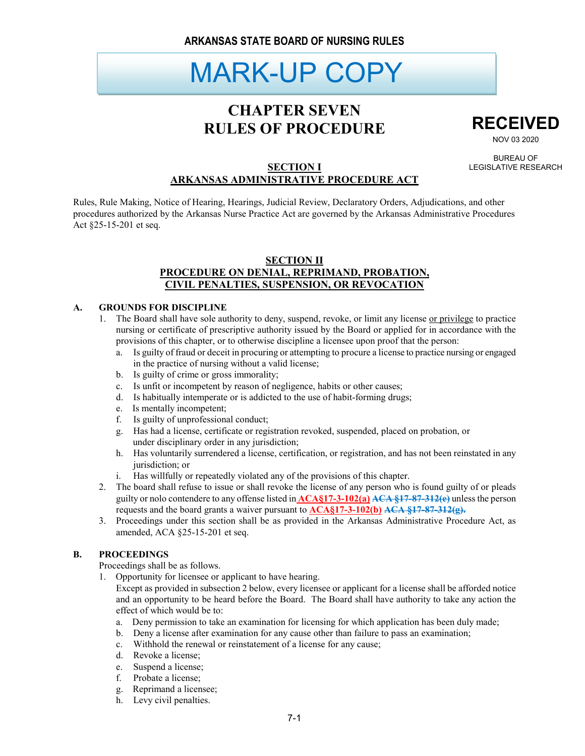ARKANSAS STATE BOARD OF NURSING RULES

MARK-UP COPY

# CHAPTER SEVEN
# RULES OF PROCEDURE

RECEIVED
NOV 03 2020
BUREAU OF LEGISLATIVE RESEARCH

## SECTION I
## ARKANSAS ADMINISTRATIVE PROCEDURE ACT

Rules, Rule Making, Notice of Hearing, Hearings, Judicial Review, Declaratory Orders, Adjudications, and other procedures authorized by the Arkansas Nurse Practice Act are governed by the Arkansas Administrative Procedures Act §25-15-201 et seq.

## SECTION II
## PROCEDURE ON DENIAL, REPRIMAND, PROBATION, CIVIL PENALTIES, SUSPENSION, OR REVOCATION

**A. GROUNDS FOR DISCIPLINE**

1. The Board shall have sole authority to deny, suspend, revoke, or limit any license or privilege to practice nursing or certificate of prescriptive authority issued by the Board or applied for in accordance with the provisions of this chapter, or to otherwise discipline a licensee upon proof that the person:
   a. Is guilty of fraud or deceit in procuring or attempting to procure a license to practice nursing or engaged in the practice of nursing without a valid license;
   b. Is guilty of crime or gross immorality;
   c. Is unfit or incompetent by reason of negligence, habits or other causes;
   d. Is habitually intemperate or is addicted to the use of habit-forming drugs;
   e. Is mentally incompetent;
   f. Is guilty of unprofessional conduct;
   g. Has had a license, certificate or registration revoked, suspended, placed on probation, or under disciplinary order in any jurisdiction;
   h. Has voluntarily surrendered a license, certification, or registration, and has not been reinstated in any jurisdiction; or
   i. Has willfully or repeatedly violated any of the provisions of this chapter.
2. The board shall refuse to issue or shall revoke the license of any person who is found guilty of or pleads guilty or nolo contendere to any offense listed in **ACA§17-3-102(a)** ~~**ACA §17-87-312(e)**~~ unless the person requests and the board grants a waiver pursuant to **ACA§17-3-102(b)** ~~**ACA §17-87-312(g).**~~
3. Proceedings under this section shall be as provided in the Arkansas Administrative Procedure Act, as amended, ACA §25-15-201 et seq.

**B. PROCEEDINGS**

Proceedings shall be as follows.

1. Opportunity for licensee or applicant to have hearing.
   Except as provided in subsection 2 below, every licensee or applicant for a license shall be afforded notice and an opportunity to be heard before the Board. The Board shall have authority to take any action the effect of which would be to:
   a. Deny permission to take an examination for licensing for which application has been duly made;
   b. Deny a license after examination for any cause other than failure to pass an examination;
   c. Withhold the renewal or reinstatement of a license for any cause;
   d. Revoke a license;
   e. Suspend a license;
   f. Probate a license;
   g. Reprimand a licensee;
   h. Levy civil penalties.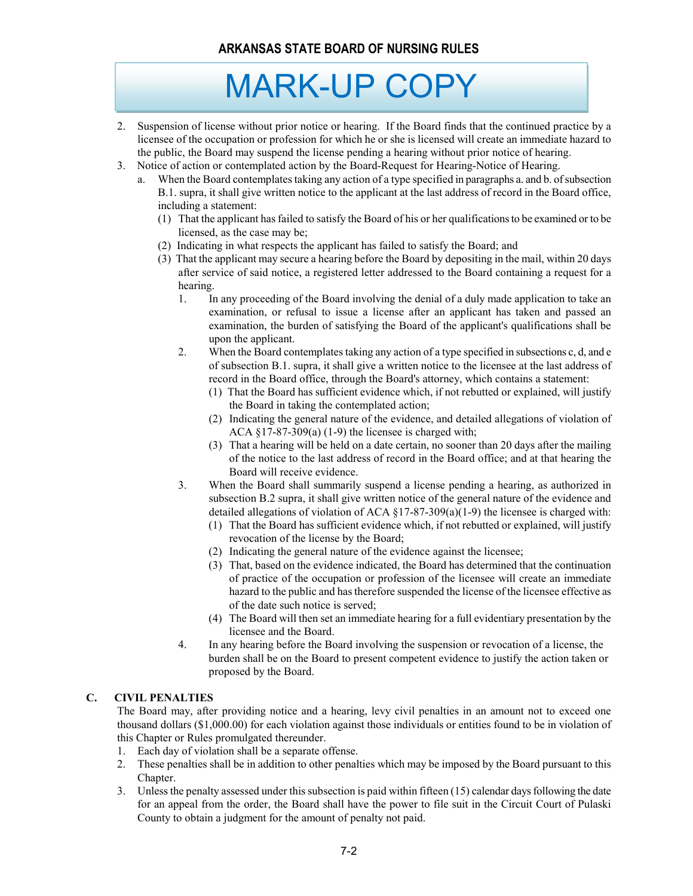2. Suspension of license without prior notice or hearing. If the Board finds that the continued practice by a licensee of the occupation or profession for which he or she is licensed will create an immediate hazard to the public, the Board may suspend the license pending a hearing without prior notice of hearing.
3. Notice of action or contemplated action by the Board-Request for Hearing-Notice of Hearing.
   a. When the Board contemplates taking any action of a type specified in paragraphs a. and b. of subsection B.1. supra, it shall give written notice to the applicant at the last address of record in the Board office, including a statement:
      (1) That the applicant has failed to satisfy the Board of his or her qualifications to be examined or to be licensed, as the case may be;
      (2) Indicating in what respects the applicant has failed to satisfy the Board; and
      (3) That the applicant may secure a hearing before the Board by depositing in the mail, within 20 days after service of said notice, a registered letter addressed to the Board containing a request for a hearing.
         1. In any proceeding of the Board involving the denial of a duly made application to take an examination, or refusal to issue a license after an applicant has taken and passed an examination, the burden of satisfying the Board of the applicant's qualifications shall be upon the applicant.
         2. When the Board contemplates taking any action of a type specified in subsections c, d, and e of subsection B.1. supra, it shall give a written notice to the licensee at the last address of record in the Board office, through the Board's attorney, which contains a statement:
            (1) That the Board has sufficient evidence which, if not rebutted or explained, will justify the Board in taking the contemplated action;
            (2) Indicating the general nature of the evidence, and detailed allegations of violation of ACA §17-87-309(a) (1-9) the licensee is charged with;
            (3) That a hearing will be held on a date certain, no sooner than 20 days after the mailing of the notice to the last address of record in the Board office; and at that hearing the Board will receive evidence.
         3. When the Board shall summarily suspend a license pending a hearing, as authorized in subsection B.2 supra, it shall give written notice of the general nature of the evidence and detailed allegations of violation of ACA §17-87-309(a)(1-9) the licensee is charged with:
            (1) That the Board has sufficient evidence which, if not rebutted or explained, will justify revocation of the license by the Board;
            (2) Indicating the general nature of the evidence against the licensee;
            (3) That, based on the evidence indicated, the Board has determined that the continuation of practice of the occupation or profession of the licensee will create an immediate hazard to the public and has therefore suspended the license of the licensee effective as of the date such notice is served;
            (4) The Board will then set an immediate hearing for a full evidentiary presentation by the licensee and the Board.
         4. In any hearing before the Board involving the suspension or revocation of a license, the burden shall be on the Board to present competent evidence to justify the action taken or proposed by the Board.

## C. CIVIL PENALTIES

The Board may, after providing notice and a hearing, levy civil penalties in an amount not to exceed one thousand dollars ($1,000.00) for each violation against those individuals or entities found to be in violation of this Chapter or Rules promulgated thereunder.

1. Each day of violation shall be a separate offense.
2. These penalties shall be in addition to other penalties which may be imposed by the Board pursuant to this Chapter.
3. Unless the penalty assessed under this subsection is paid within fifteen (15) calendar days following the date for an appeal from the order, the Board shall have the power to file suit in the Circuit Court of Pulaski County to obtain a judgment for the amount of penalty not paid.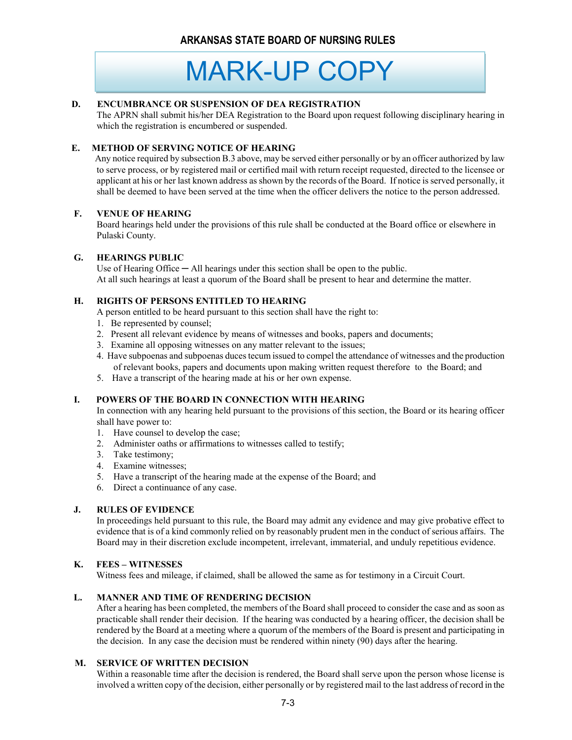## D. ENCUMBRANCE OR SUSPENSION OF DEA REGISTRATION

The APRN shall submit his/her DEA Registration to the Board upon request following disciplinary hearing in which the registration is encumbered or suspended.

## E. METHOD OF SERVING NOTICE OF HEARING

Any notice required by subsection B.3 above, may be served either personally or by an officer authorized by law to serve process, or by registered mail or certified mail with return receipt requested, directed to the licensee or applicant at his or her last known address as shown by the records of the Board. If notice is served personally, it shall be deemed to have been served at the time when the officer delivers the notice to the person addressed.

## F. VENUE OF HEARING

Board hearings held under the provisions of this rule shall be conducted at the Board office or elsewhere in Pulaski County.

## G. HEARINGS PUBLIC

Use of Hearing Office ─ All hearings under this section shall be open to the public.
At all such hearings at least a quorum of the Board shall be present to hear and determine the matter.

## H. RIGHTS OF PERSONS ENTITLED TO HEARING

A person entitled to be heard pursuant to this section shall have the right to:

1. Be represented by counsel;
2. Present all relevant evidence by means of witnesses and books, papers and documents;
3. Examine all opposing witnesses on any matter relevant to the issues;
4. Have subpoenas and subpoenas duces tecum issued to compel the attendance of witnesses and the production of relevant books, papers and documents upon making written request therefore to the Board; and
5. Have a transcript of the hearing made at his or her own expense.

## I. POWERS OF THE BOARD IN CONNECTION WITH HEARING

In connection with any hearing held pursuant to the provisions of this section, the Board or its hearing officer shall have power to:

1. Have counsel to develop the case;
2. Administer oaths or affirmations to witnesses called to testify;
3. Take testimony;
4. Examine witnesses;
5. Have a transcript of the hearing made at the expense of the Board; and
6. Direct a continuance of any case.

## J. RULES OF EVIDENCE

In proceedings held pursuant to this rule, the Board may admit any evidence and may give probative effect to evidence that is of a kind commonly relied on by reasonably prudent men in the conduct of serious affairs. The Board may in their discretion exclude incompetent, irrelevant, immaterial, and unduly repetitious evidence.

## K. FEES – WITNESSES

Witness fees and mileage, if claimed, shall be allowed the same as for testimony in a Circuit Court.

## L. MANNER AND TIME OF RENDERING DECISION

After a hearing has been completed, the members of the Board shall proceed to consider the case and as soon as practicable shall render their decision. If the hearing was conducted by a hearing officer, the decision shall be rendered by the Board at a meeting where a quorum of the members of the Board is present and participating in the decision. In any case the decision must be rendered within ninety (90) days after the hearing.

## M. SERVICE OF WRITTEN DECISION

Within a reasonable time after the decision is rendered, the Board shall serve upon the person whose license is involved a written copy of the decision, either personally or by registered mail to the last address of record in the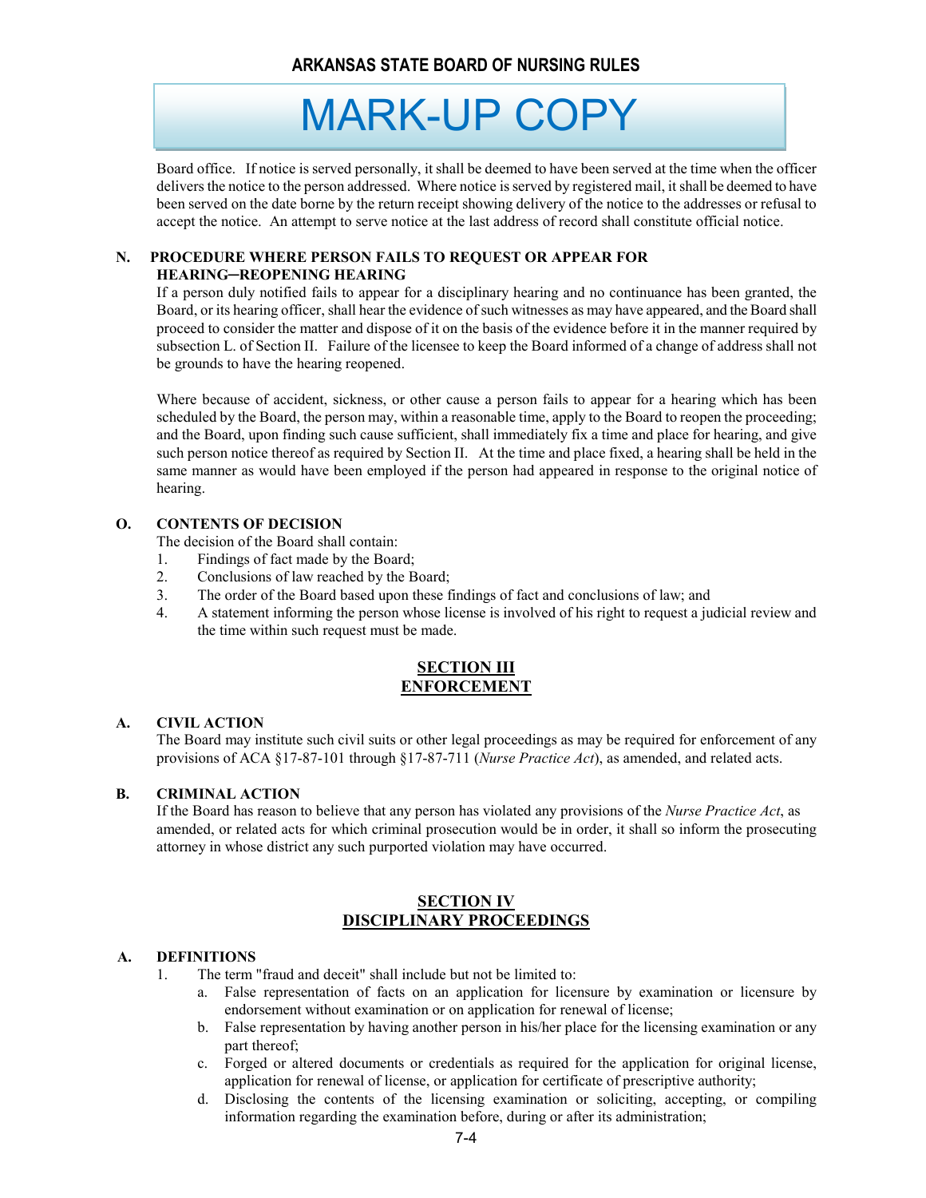Board office. If notice is served personally, it shall be deemed to have been served at the time when the officer delivers the notice to the person addressed. Where notice is served by registered mail, it shall be deemed to have been served on the date borne by the return receipt showing delivery of the notice to the addresses or refusal to accept the notice. An attempt to serve notice at the last address of record shall constitute official notice.

**N. PROCEDURE WHERE PERSON FAILS TO REQUEST OR APPEAR FOR HEARING─REOPENING HEARING**

If a person duly notified fails to appear for a disciplinary hearing and no continuance has been granted, the Board, or its hearing officer, shall hear the evidence of such witnesses as may have appeared, and the Board shall proceed to consider the matter and dispose of it on the basis of the evidence before it in the manner required by subsection L. of Section II. Failure of the licensee to keep the Board informed of a change of address shall not be grounds to have the hearing reopened.

Where because of accident, sickness, or other cause a person fails to appear for a hearing which has been scheduled by the Board, the person may, within a reasonable time, apply to the Board to reopen the proceeding; and the Board, upon finding such cause sufficient, shall immediately fix a time and place for hearing, and give such person notice thereof as required by Section II. At the time and place fixed, a hearing shall be held in the same manner as would have been employed if the person had appeared in response to the original notice of hearing.

**O. CONTENTS OF DECISION**

The decision of the Board shall contain:

1. Findings of fact made by the Board;
2. Conclusions of law reached by the Board;
3. The order of the Board based upon these findings of fact and conclusions of law; and
4. A statement informing the person whose license is involved of his right to request a judicial review and the time within such request must be made.

## SECTION III
## ENFORCEMENT

**A. CIVIL ACTION**

The Board may institute such civil suits or other legal proceedings as may be required for enforcement of any provisions of ACA §17-87-101 through §17-87-711 (*Nurse Practice Act*), as amended, and related acts.

**B. CRIMINAL ACTION**

If the Board has reason to believe that any person has violated any provisions of the *Nurse Practice Act*, as amended, or related acts for which criminal prosecution would be in order, it shall so inform the prosecuting attorney in whose district any such purported violation may have occurred.

## SECTION IV
## DISCIPLINARY PROCEEDINGS

**A. DEFINITIONS**

1. The term "fraud and deceit" shall include but not be limited to:
   a. False representation of facts on an application for licensure by examination or licensure by endorsement without examination or on application for renewal of license;
   b. False representation by having another person in his/her place for the licensing examination or any part thereof;
   c. Forged or altered documents or credentials as required for the application for original license, application for renewal of license, or application for certificate of prescriptive authority;
   d. Disclosing the contents of the licensing examination or soliciting, accepting, or compiling information regarding the examination before, during or after its administration;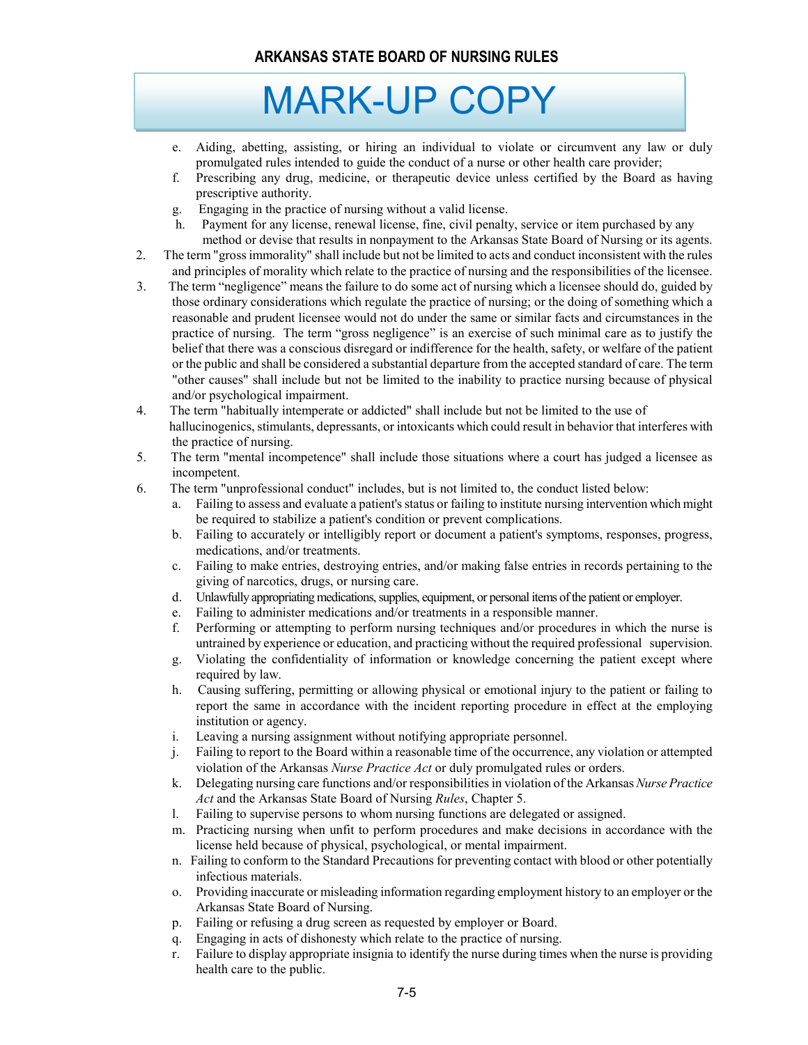e. Aiding, abetting, assisting, or hiring an individual to violate or circumvent any law or duly promulgated rules intended to guide the conduct of a nurse or other health care provider;
f. Prescribing any drug, medicine, or therapeutic device unless certified by the Board as having prescriptive authority.
g. Engaging in the practice of nursing without a valid license.
h. Payment for any license, renewal license, fine, civil penalty, service or item purchased by any method or devise that results in nonpayment to the Arkansas State Board of Nursing or its agents.

2. The term "gross immorality" shall include but not be limited to acts and conduct inconsistent with the rules and principles of morality which relate to the practice of nursing and the responsibilities of the licensee.
3. The term "negligence" means the failure to do some act of nursing which a licensee should do, guided by those ordinary considerations which regulate the practice of nursing; or the doing of something which a reasonable and prudent licensee would not do under the same or similar facts and circumstances in the practice of nursing. The term "gross negligence" is an exercise of such minimal care as to justify the belief that there was a conscious disregard or indifference for the health, safety, or welfare of the patient or the public and shall be considered a substantial departure from the accepted standard of care. The term "other causes" shall include but not be limited to the inability to practice nursing because of physical and/or psychological impairment.
4. The term "habitually intemperate or addicted" shall include but not be limited to the use of hallucinogenics, stimulants, depressants, or intoxicants which could result in behavior that interferes with the practice of nursing.
5. The term "mental incompetence" shall include those situations where a court has judged a licensee as incompetent.
6. The term "unprofessional conduct" includes, but is not limited to, the conduct listed below:
   a. Failing to assess and evaluate a patient's status or failing to institute nursing intervention which might be required to stabilize a patient's condition or prevent complications.
   b. Failing to accurately or intelligibly report or document a patient's symptoms, responses, progress, medications, and/or treatments.
   c. Failing to make entries, destroying entries, and/or making false entries in records pertaining to the giving of narcotics, drugs, or nursing care.
   d. Unlawfully appropriating medications, supplies, equipment, or personal items of the patient or employer.
   e. Failing to administer medications and/or treatments in a responsible manner.
   f. Performing or attempting to perform nursing techniques and/or procedures in which the nurse is untrained by experience or education, and practicing without the required professional supervision.
   g. Violating the confidentiality of information or knowledge concerning the patient except where required by law.
   h. Causing suffering, permitting or allowing physical or emotional injury to the patient or failing to report the same in accordance with the incident reporting procedure in effect at the employing institution or agency.
   i. Leaving a nursing assignment without notifying appropriate personnel.
   j. Failing to report to the Board within a reasonable time of the occurrence, any violation or attempted violation of the Arkansas *Nurse Practice Act* or duly promulgated rules or orders.
   k. Delegating nursing care functions and/or responsibilities in violation of the Arkansas *Nurse Practice Act* and the Arkansas State Board of Nursing *Rules*, Chapter 5.
   l. Failing to supervise persons to whom nursing functions are delegated or assigned.
   m. Practicing nursing when unfit to perform procedures and make decisions in accordance with the license held because of physical, psychological, or mental impairment.
   n. Failing to conform to the Standard Precautions for preventing contact with blood or other potentially infectious materials.
   o. Providing inaccurate or misleading information regarding employment history to an employer or the Arkansas State Board of Nursing.
   p. Failing or refusing a drug screen as requested by employer or Board.
   q. Engaging in acts of dishonesty which relate to the practice of nursing.
   r. Failure to display appropriate insignia to identify the nurse during times when the nurse is providing health care to the public.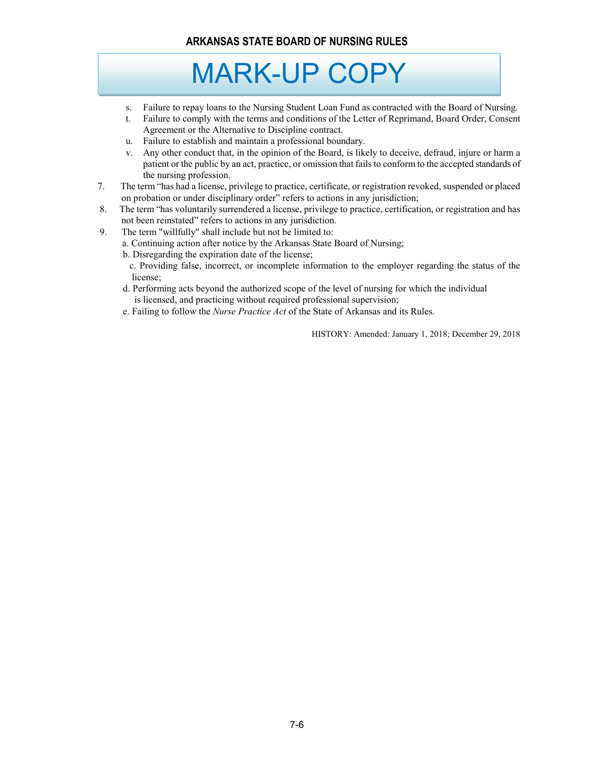# MARK-UP COPY

   s. Failure to repay loans to the Nursing Student Loan Fund as contracted with the Board of Nursing.
   t. Failure to comply with the terms and conditions of the Letter of Reprimand, Board Order, Consent Agreement or the Alternative to Discipline contract.
   u. Failure to establish and maintain a professional boundary.
   v. Any other conduct that, in the opinion of the Board, is likely to deceive, defraud, injure or harm a patient or the public by an act, practice, or omission that fails to conform to the accepted standards of the nursing profession.

7. The term "has had a license, privilege to practice, certificate, or registration revoked, suspended or placed on probation or under disciplinary order" refers to actions in any jurisdiction;
8. The term "has voluntarily surrendered a license, privilege to practice, certification, or registration and has not been reinstated" refers to actions in any jurisdiction.
9. The term "willfully" shall include but not be limited to:
   a. Continuing action after notice by the Arkansas State Board of Nursing;
   b. Disregarding the expiration date of the license;
   c. Providing false, incorrect, or incomplete information to the employer regarding the status of the license;
   d. Performing acts beyond the authorized scope of the level of nursing for which the individual is licensed, and practicing without required professional supervision;
   e. Failing to follow the *Nurse Practice Act* of the State of Arkansas and its Rules.

HISTORY: Amended: January 1, 2018; December 29, 2018